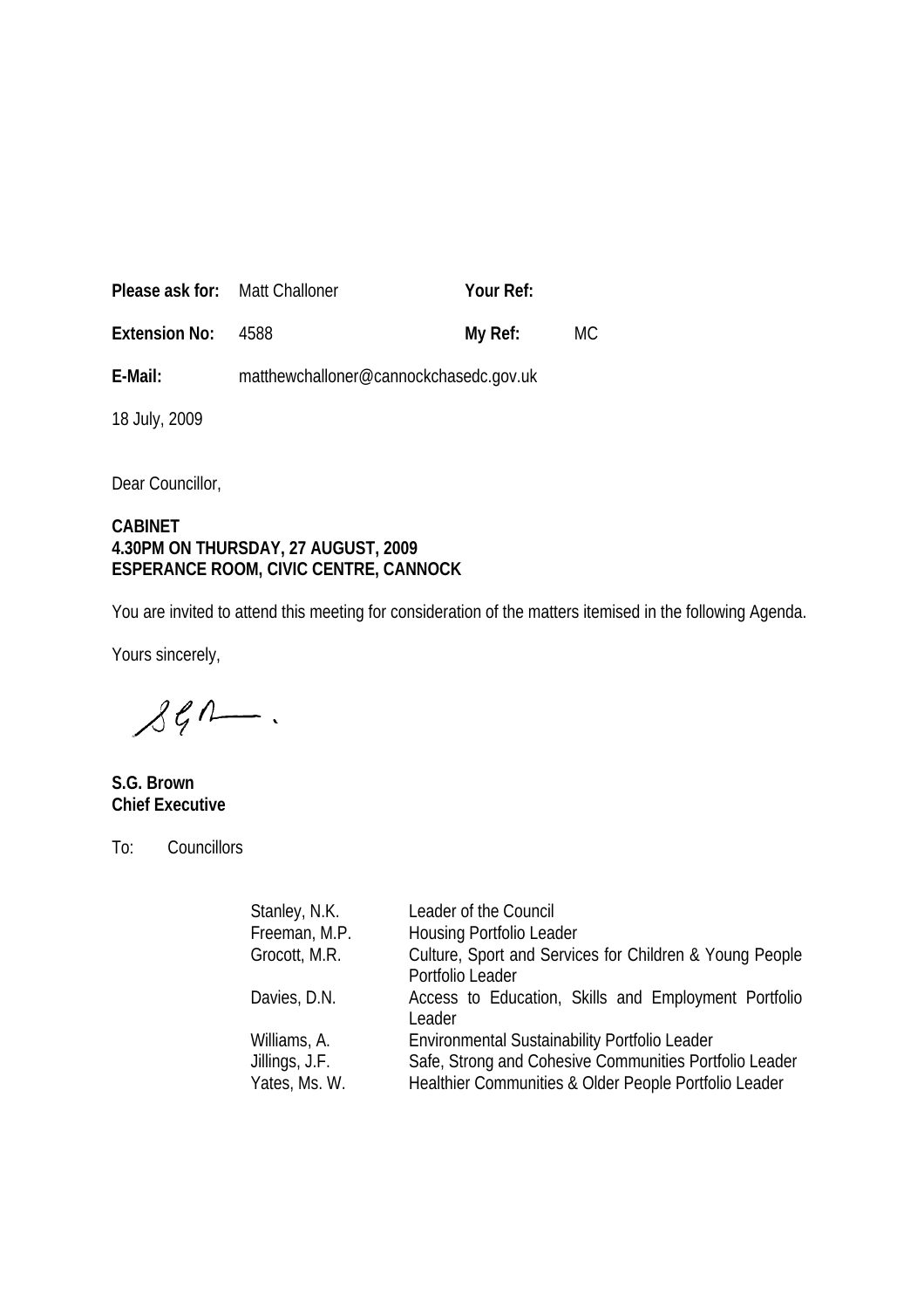| **Please ask for:** | Matt Challoner | **Your Ref:** | |
|---|---|---|---|
| **Extension No:** | 4588 | **My Ref:** | MC |
| **E-Mail:** | matthewchalloner@cannockchasedc.gov.uk | | |

18 July, 2009

Dear Councillor,

**CABINET**
**4.30PM ON THURSDAY, 27 AUGUST, 2009**
**ESPERANCE ROOM, CIVIC CENTRE, CANNOCK**

You are invited to attend this meeting for consideration of the matters itemised in the following Agenda.

Yours sincerely,

**S.G. Brown**
**Chief Executive**

To: Councillors

| | |
|---|---|
| Stanley, N.K. | Leader of the Council |
| Freeman, M.P. | Housing Portfolio Leader |
| Grocott, M.R. | Culture, Sport and Services for Children & Young People Portfolio Leader |
| Davies, D.N. | Access to Education, Skills and Employment Portfolio Leader |
| Williams, A. | Environmental Sustainability Portfolio Leader |
| Jillings, J.F. | Safe, Strong and Cohesive Communities Portfolio Leader |
| Yates, Ms. W. | Healthier Communities & Older People Portfolio Leader |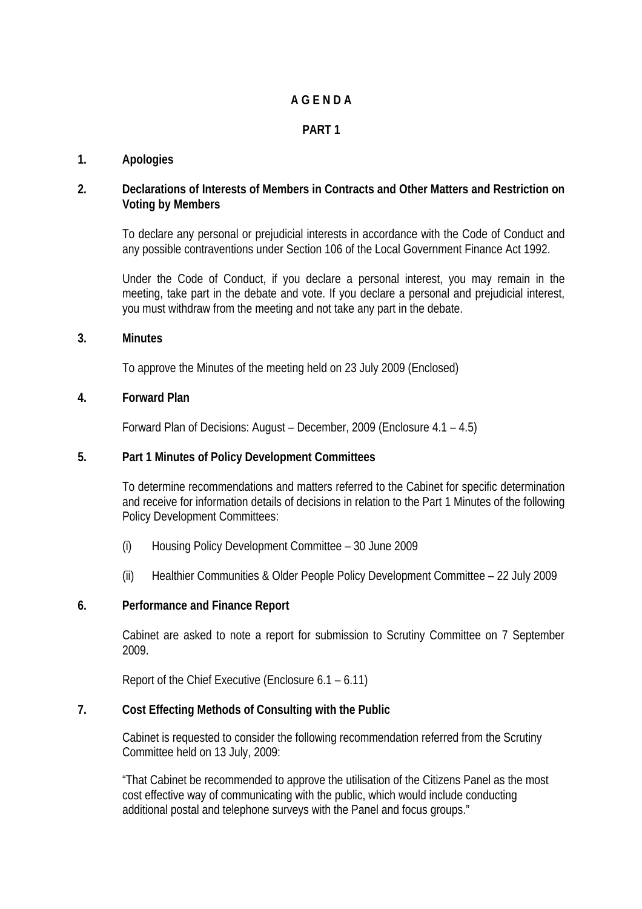# A G E N D A

## PART 1

**1. Apologies**

**2. Declarations of Interests of Members in Contracts and Other Matters and Restriction on Voting by Members**

To declare any personal or prejudicial interests in accordance with the Code of Conduct and any possible contraventions under Section 106 of the Local Government Finance Act 1992.

Under the Code of Conduct, if you declare a personal interest, you may remain in the meeting, take part in the debate and vote. If you declare a personal and prejudicial interest, you must withdraw from the meeting and not take any part in the debate.

**3. Minutes**

To approve the Minutes of the meeting held on 23 July 2009 (Enclosed)

**4. Forward Plan**

Forward Plan of Decisions: August – December, 2009 (Enclosure 4.1 – 4.5)

**5. Part 1 Minutes of Policy Development Committees**

To determine recommendations and matters referred to the Cabinet for specific determination and receive for information details of decisions in relation to the Part 1 Minutes of the following Policy Development Committees:

(i) Housing Policy Development Committee – 30 June 2009

(ii) Healthier Communities & Older People Policy Development Committee – 22 July 2009

**6. Performance and Finance Report**

Cabinet are asked to note a report for submission to Scrutiny Committee on 7 September 2009.

Report of the Chief Executive (Enclosure 6.1 – 6.11)

**7. Cost Effecting Methods of Consulting with the Public**

Cabinet is requested to consider the following recommendation referred from the Scrutiny Committee held on 13 July, 2009:

"That Cabinet be recommended to approve the utilisation of the Citizens Panel as the most cost effective way of communicating with the public, which would include conducting additional postal and telephone surveys with the Panel and focus groups."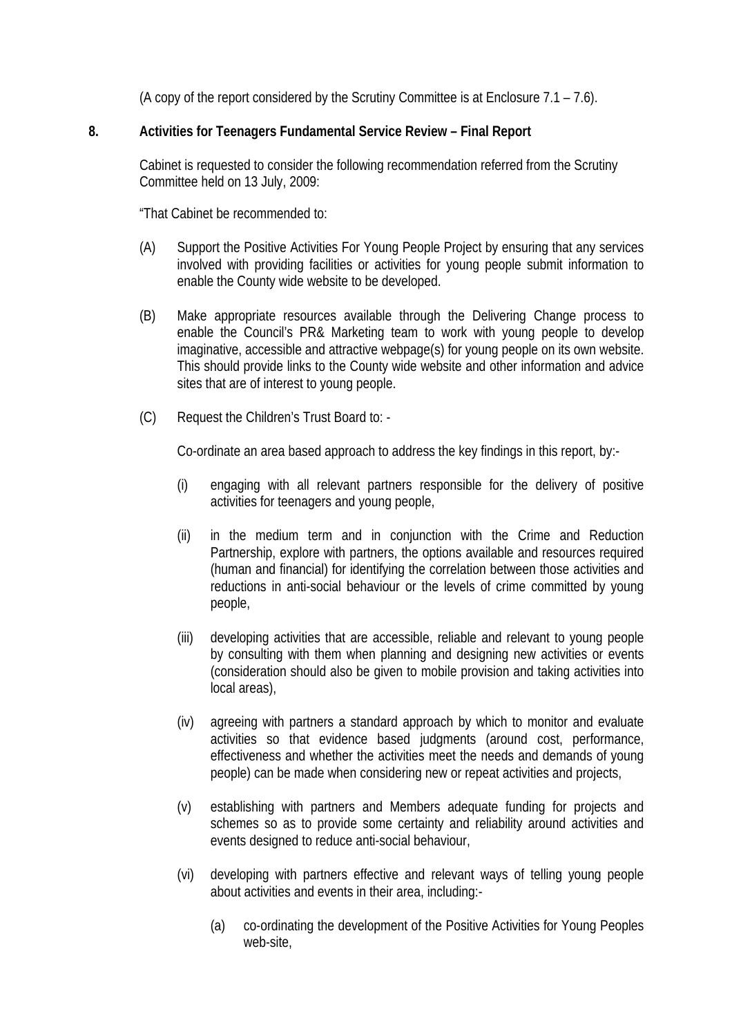(A copy of the report considered by the Scrutiny Committee is at Enclosure 7.1 – 7.6).

## 8. Activities for Teenagers Fundamental Service Review – Final Report

Cabinet is requested to consider the following recommendation referred from the Scrutiny Committee held on 13 July, 2009:

"That Cabinet be recommended to:

(A) Support the Positive Activities For Young People Project by ensuring that any services involved with providing facilities or activities for young people submit information to enable the County wide website to be developed.

(B) Make appropriate resources available through the Delivering Change process to enable the Council's PR& Marketing team to work with young people to develop imaginative, accessible and attractive webpage(s) for young people on its own website. This should provide links to the County wide website and other information and advice sites that are of interest to young people.

(C) Request the Children's Trust Board to: -

Co-ordinate an area based approach to address the key findings in this report, by:-

(i) engaging with all relevant partners responsible for the delivery of positive activities for teenagers and young people,

(ii) in the medium term and in conjunction with the Crime and Reduction Partnership, explore with partners, the options available and resources required (human and financial) for identifying the correlation between those activities and reductions in anti-social behaviour or the levels of crime committed by young people,

(iii) developing activities that are accessible, reliable and relevant to young people by consulting with them when planning and designing new activities or events (consideration should also be given to mobile provision and taking activities into local areas),

(iv) agreeing with partners a standard approach by which to monitor and evaluate activities so that evidence based judgments (around cost, performance, effectiveness and whether the activities meet the needs and demands of young people) can be made when considering new or repeat activities and projects,

(v) establishing with partners and Members adequate funding for projects and schemes so as to provide some certainty and reliability around activities and events designed to reduce anti-social behaviour,

(vi) developing with partners effective and relevant ways of telling young people about activities and events in their area, including:-

(a) co-ordinating the development of the Positive Activities for Young Peoples web-site,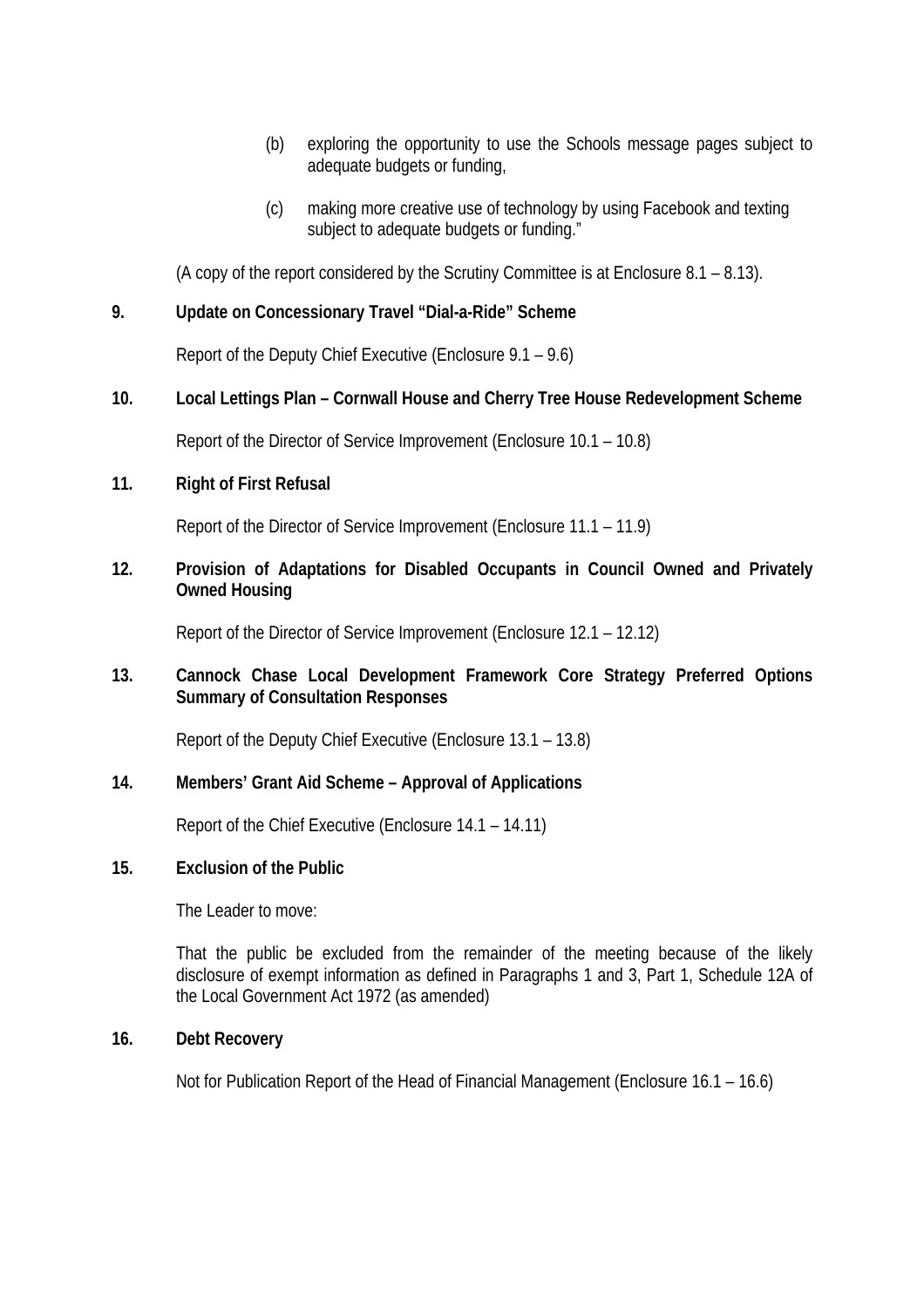(b) exploring the opportunity to use the Schools message pages subject to adequate budgets or funding,

(c) making more creative use of technology by using Facebook and texting subject to adequate budgets or funding."

(A copy of the report considered by the Scrutiny Committee is at Enclosure 8.1 – 8.13).

**9. Update on Concessionary Travel "Dial-a-Ride" Scheme**

Report of the Deputy Chief Executive (Enclosure 9.1 – 9.6)

**10. Local Lettings Plan – Cornwall House and Cherry Tree House Redevelopment Scheme**

Report of the Director of Service Improvement (Enclosure 10.1 – 10.8)

**11. Right of First Refusal**

Report of the Director of Service Improvement (Enclosure 11.1 – 11.9)

**12. Provision of Adaptations for Disabled Occupants in Council Owned and Privately Owned Housing**

Report of the Director of Service Improvement (Enclosure 12.1 – 12.12)

**13. Cannock Chase Local Development Framework Core Strategy Preferred Options Summary of Consultation Responses**

Report of the Deputy Chief Executive (Enclosure 13.1 – 13.8)

**14. Members' Grant Aid Scheme – Approval of Applications**

Report of the Chief Executive (Enclosure 14.1 – 14.11)

**15. Exclusion of the Public**

The Leader to move:

That the public be excluded from the remainder of the meeting because of the likely disclosure of exempt information as defined in Paragraphs 1 and 3, Part 1, Schedule 12A of the Local Government Act 1972 (as amended)

**16. Debt Recovery**

Not for Publication Report of the Head of Financial Management (Enclosure 16.1 – 16.6)